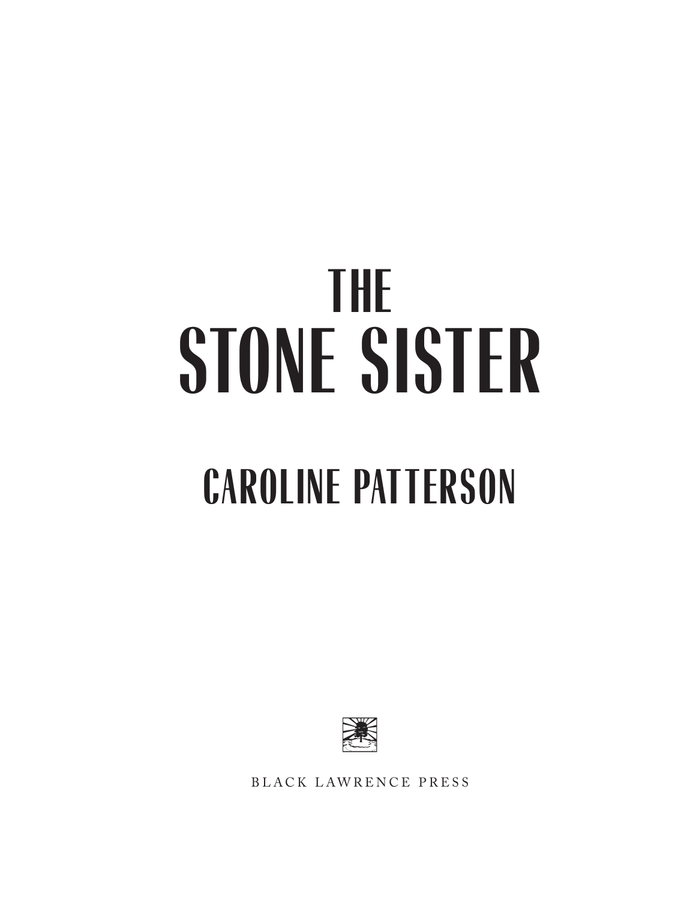# THE STONE SISTER

## CAROLINE PATTERSON

BLACK LAWRENCE PRESS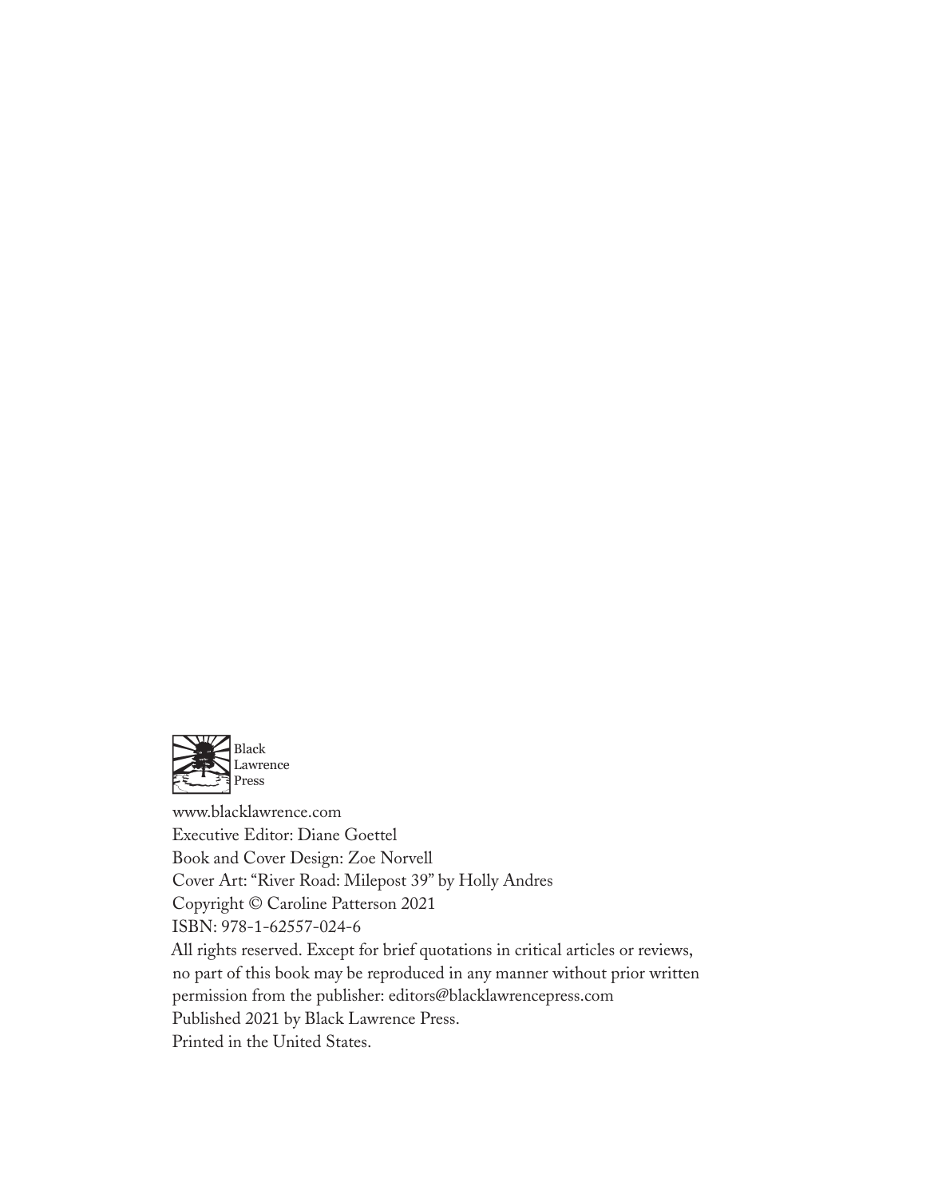Black
Lawrence
Press

www.blacklawrence.com
Executive Editor: Diane Goettel
Book and Cover Design: Zoe Norvell
Cover Art: "River Road: Milepost 39" by Holly Andres
Copyright © Caroline Patterson 2021
ISBN: 978-1-62557-024-6
All rights reserved. Except for brief quotations in critical articles or reviews, no part of this book may be reproduced in any manner without prior written permission from the publisher: editors@blacklawrencepress.com
Published 2021 by Black Lawrence Press.
Printed in the United States.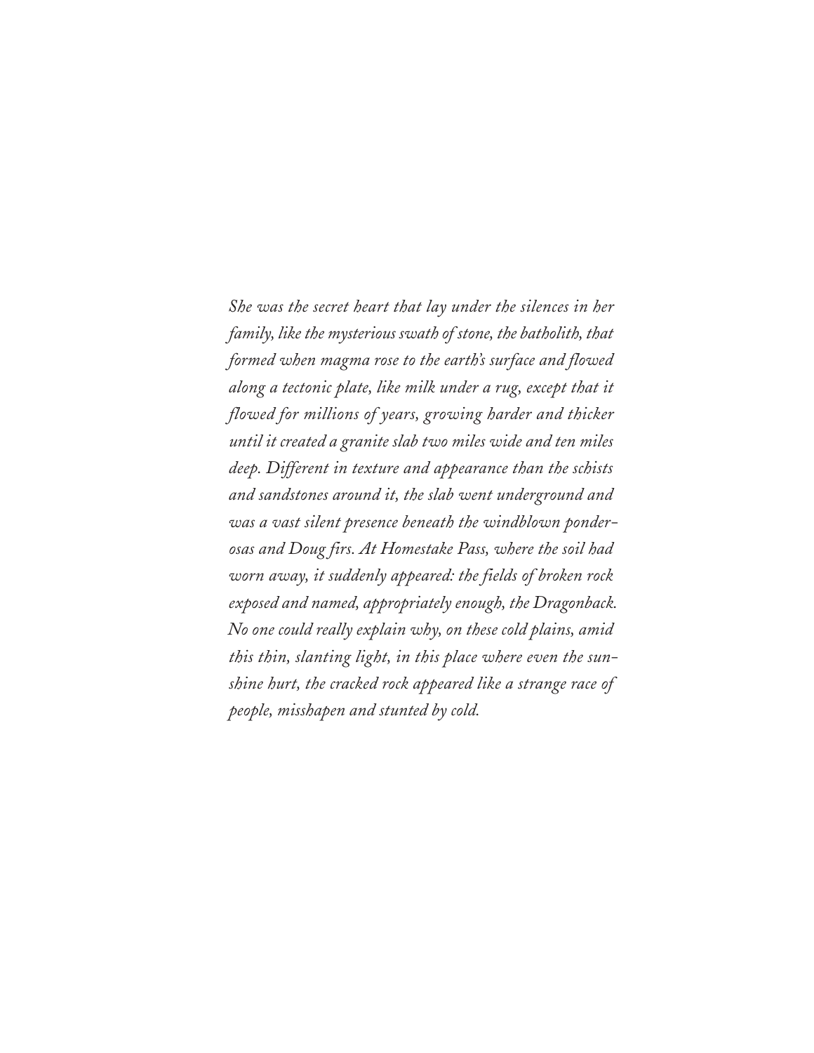*She was the secret heart that lay under the silences in her family, like the mysterious swath of stone, the batholith, that formed when magma rose to the earth's surface and flowed along a tectonic plate, like milk under a rug, except that it flowed for millions of years, growing harder and thicker until it created a granite slab two miles wide and ten miles deep. Different in texture and appearance than the schists and sandstones around it, the slab went underground and was a vast silent presence beneath the windblown ponderosas and Doug firs. At Homestake Pass, where the soil had worn away, it suddenly appeared: the fields of broken rock exposed and named, appropriately enough, the Dragonback. No one could really explain why, on these cold plains, amid this thin, slanting light, in this place where even the sunshine hurt, the cracked rock appeared like a strange race of people, misshapen and stunted by cold.*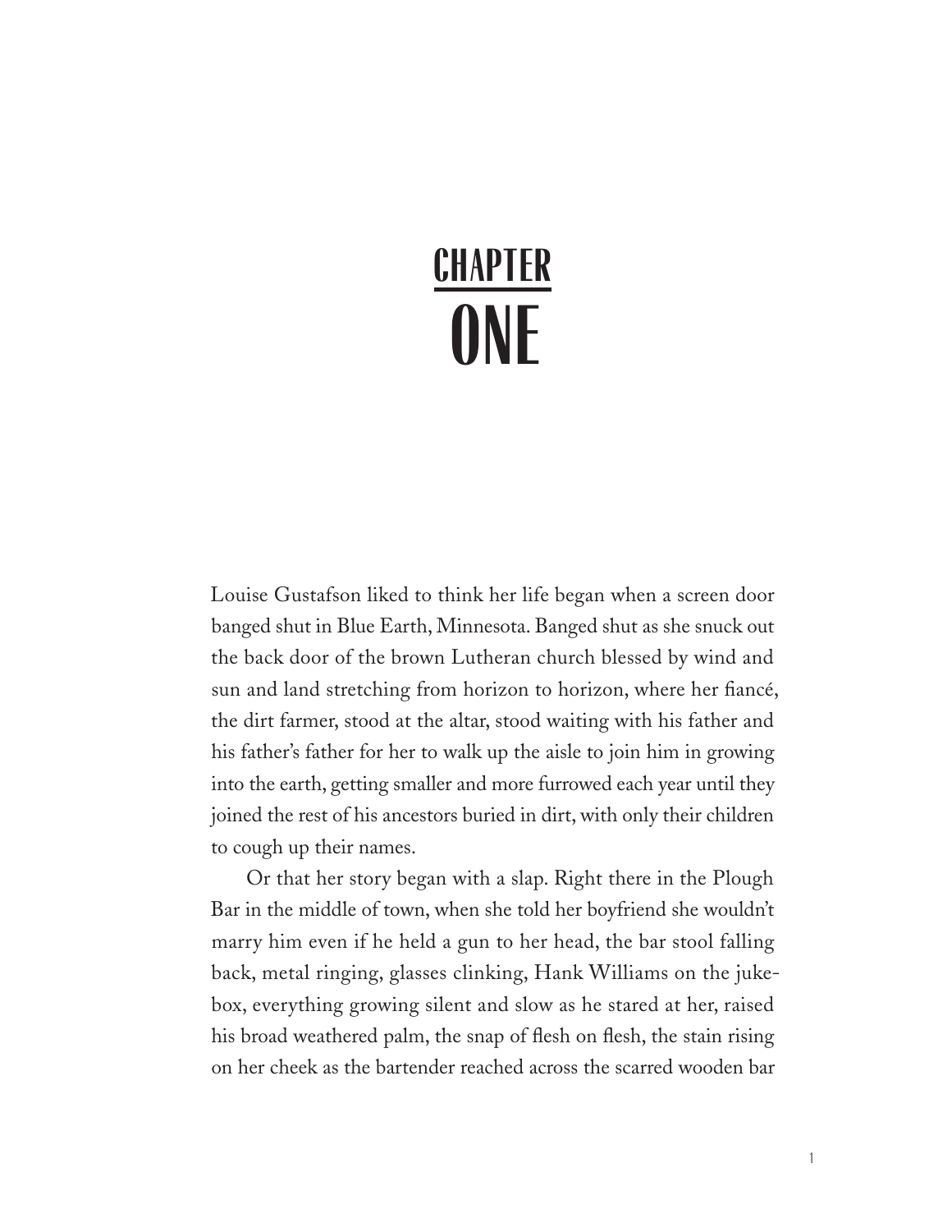# CHAPTER ONE

Louise Gustafson liked to think her life began when a screen door banged shut in Blue Earth, Minnesota. Banged shut as she snuck out the back door of the brown Lutheran church blessed by wind and sun and land stretching from horizon to horizon, where her fiancé, the dirt farmer, stood at the altar, stood waiting with his father and his father's father for her to walk up the aisle to join him in growing into the earth, getting smaller and more furrowed each year until they joined the rest of his ancestors buried in dirt, with only their children to cough up their names.

Or that her story began with a slap. Right there in the Plough Bar in the middle of town, when she told her boyfriend she wouldn't marry him even if he held a gun to her head, the bar stool falling back, metal ringing, glasses clinking, Hank Williams on the jukebox, everything growing silent and slow as he stared at her, raised his broad weathered palm, the snap of flesh on flesh, the stain rising on her cheek as the bartender reached across the scarred wooden bar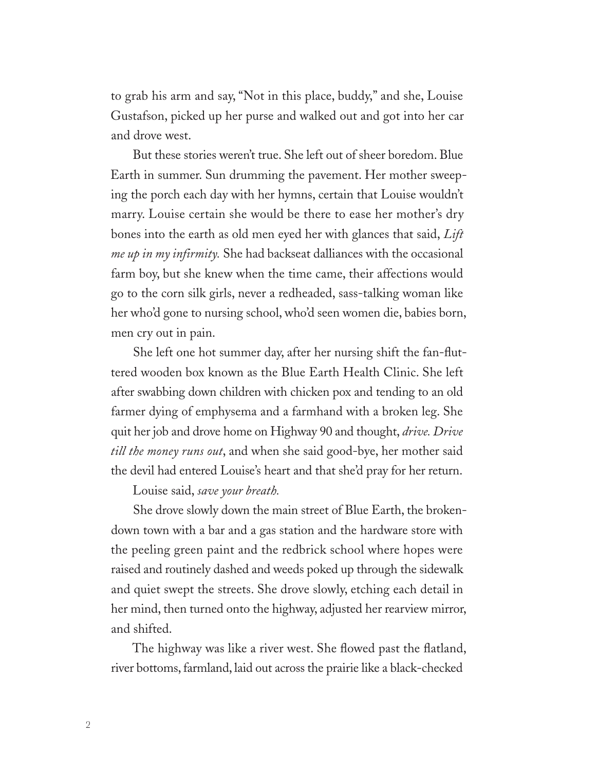to grab his arm and say, "Not in this place, buddy," and she, Louise Gustafson, picked up her purse and walked out and got into her car and drove west.

But these stories weren't true. She left out of sheer boredom. Blue Earth in summer. Sun drumming the pavement. Her mother sweeping the porch each day with her hymns, certain that Louise wouldn't marry. Louise certain she would be there to ease her mother's dry bones into the earth as old men eyed her with glances that said, *Lift me up in my infirmity.* She had backseat dalliances with the occasional farm boy, but she knew when the time came, their affections would go to the corn silk girls, never a redheaded, sass-talking woman like her who'd gone to nursing school, who'd seen women die, babies born, men cry out in pain.

She left one hot summer day, after her nursing shift the fan-fluttered wooden box known as the Blue Earth Health Clinic. She left after swabbing down children with chicken pox and tending to an old farmer dying of emphysema and a farmhand with a broken leg. She quit her job and drove home on Highway 90 and thought, *drive. Drive till the money runs out*, and when she said good-bye, her mother said the devil had entered Louise's heart and that she'd pray for her return.

Louise said, *save your breath.*

She drove slowly down the main street of Blue Earth, the broken-down town with a bar and a gas station and the hardware store with the peeling green paint and the redbrick school where hopes were raised and routinely dashed and weeds poked up through the sidewalk and quiet swept the streets. She drove slowly, etching each detail in her mind, then turned onto the highway, adjusted her rearview mirror, and shifted.

The highway was like a river west. She flowed past the flatland, river bottoms, farmland, laid out across the prairie like a black-checked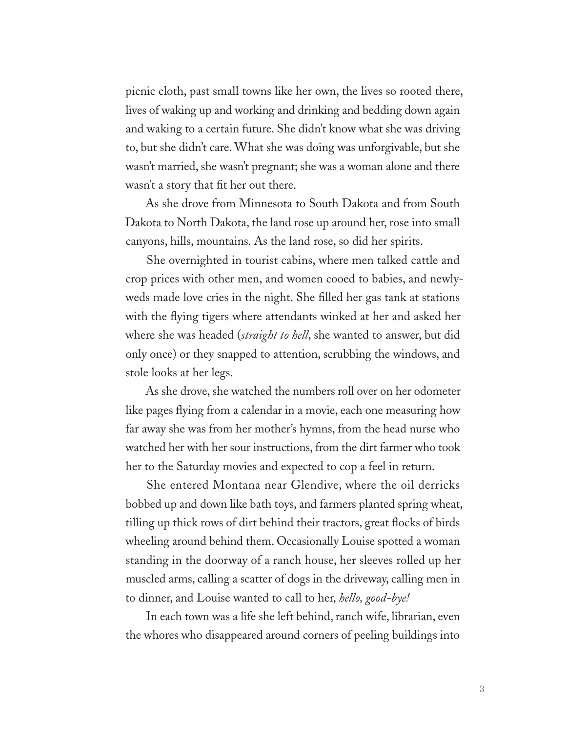picnic cloth, past small towns like her own, the lives so rooted there, lives of waking up and working and drinking and bedding down again and waking to a certain future. She didn't know what she was driving to, but she didn't care. What she was doing was unforgivable, but she wasn't married, she wasn't pregnant; she was a woman alone and there wasn't a story that fit her out there.

As she drove from Minnesota to South Dakota and from South Dakota to North Dakota, the land rose up around her, rose into small canyons, hills, mountains. As the land rose, so did her spirits.

She overnighted in tourist cabins, where men talked cattle and crop prices with other men, and women cooed to babies, and newlyweds made love cries in the night. She filled her gas tank at stations with the flying tigers where attendants winked at her and asked her where she was headed (*straight to hell*, she wanted to answer, but did only once) or they snapped to attention, scrubbing the windows, and stole looks at her legs.

As she drove, she watched the numbers roll over on her odometer like pages flying from a calendar in a movie, each one measuring how far away she was from her mother's hymns, from the head nurse who watched her with her sour instructions, from the dirt farmer who took her to the Saturday movies and expected to cop a feel in return.

She entered Montana near Glendive, where the oil derricks bobbed up and down like bath toys, and farmers planted spring wheat, tilling up thick rows of dirt behind their tractors, great flocks of birds wheeling around behind them. Occasionally Louise spotted a woman standing in the doorway of a ranch house, her sleeves rolled up her muscled arms, calling a scatter of dogs in the driveway, calling men in to dinner, and Louise wanted to call to her, *hello, good-bye!*

In each town was a life she left behind, ranch wife, librarian, even the whores who disappeared around corners of peeling buildings into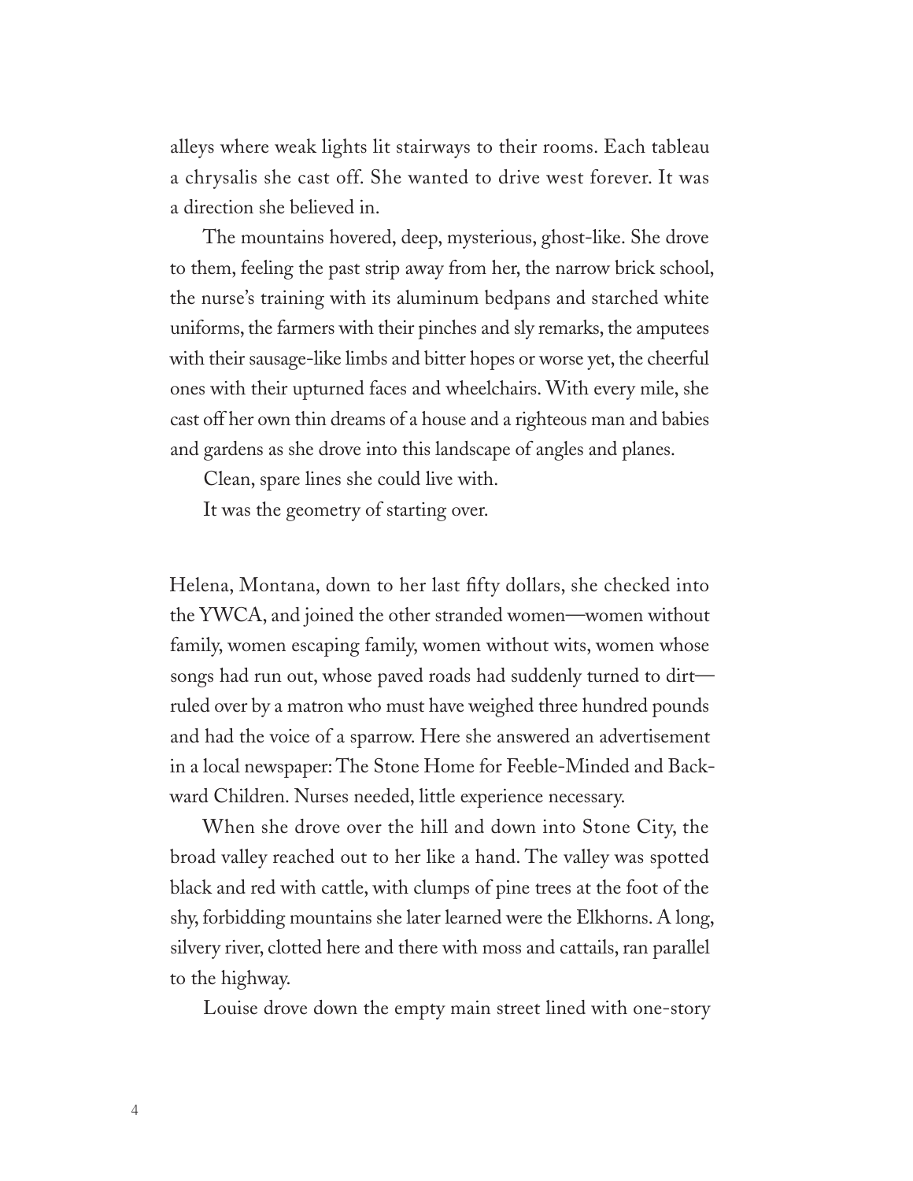alleys where weak lights lit stairways to their rooms. Each tableau a chrysalis she cast off. She wanted to drive west forever. It was a direction she believed in.

The mountains hovered, deep, mysterious, ghost-like. She drove to them, feeling the past strip away from her, the narrow brick school, the nurse's training with its aluminum bedpans and starched white uniforms, the farmers with their pinches and sly remarks, the amputees with their sausage-like limbs and bitter hopes or worse yet, the cheerful ones with their upturned faces and wheelchairs. With every mile, she cast off her own thin dreams of a house and a righteous man and babies and gardens as she drove into this landscape of angles and planes.

Clean, spare lines she could live with.

It was the geometry of starting over.

Helena, Montana, down to her last fifty dollars, she checked into the YWCA, and joined the other stranded women—women without family, women escaping family, women without wits, women whose songs had run out, whose paved roads had suddenly turned to dirt—ruled over by a matron who must have weighed three hundred pounds and had the voice of a sparrow. Here she answered an advertisement in a local newspaper: The Stone Home for Feeble-Minded and Backward Children. Nurses needed, little experience necessary.

When she drove over the hill and down into Stone City, the broad valley reached out to her like a hand. The valley was spotted black and red with cattle, with clumps of pine trees at the foot of the shy, forbidding mountains she later learned were the Elkhorns. A long, silvery river, clotted here and there with moss and cattails, ran parallel to the highway.

Louise drove down the empty main street lined with one-story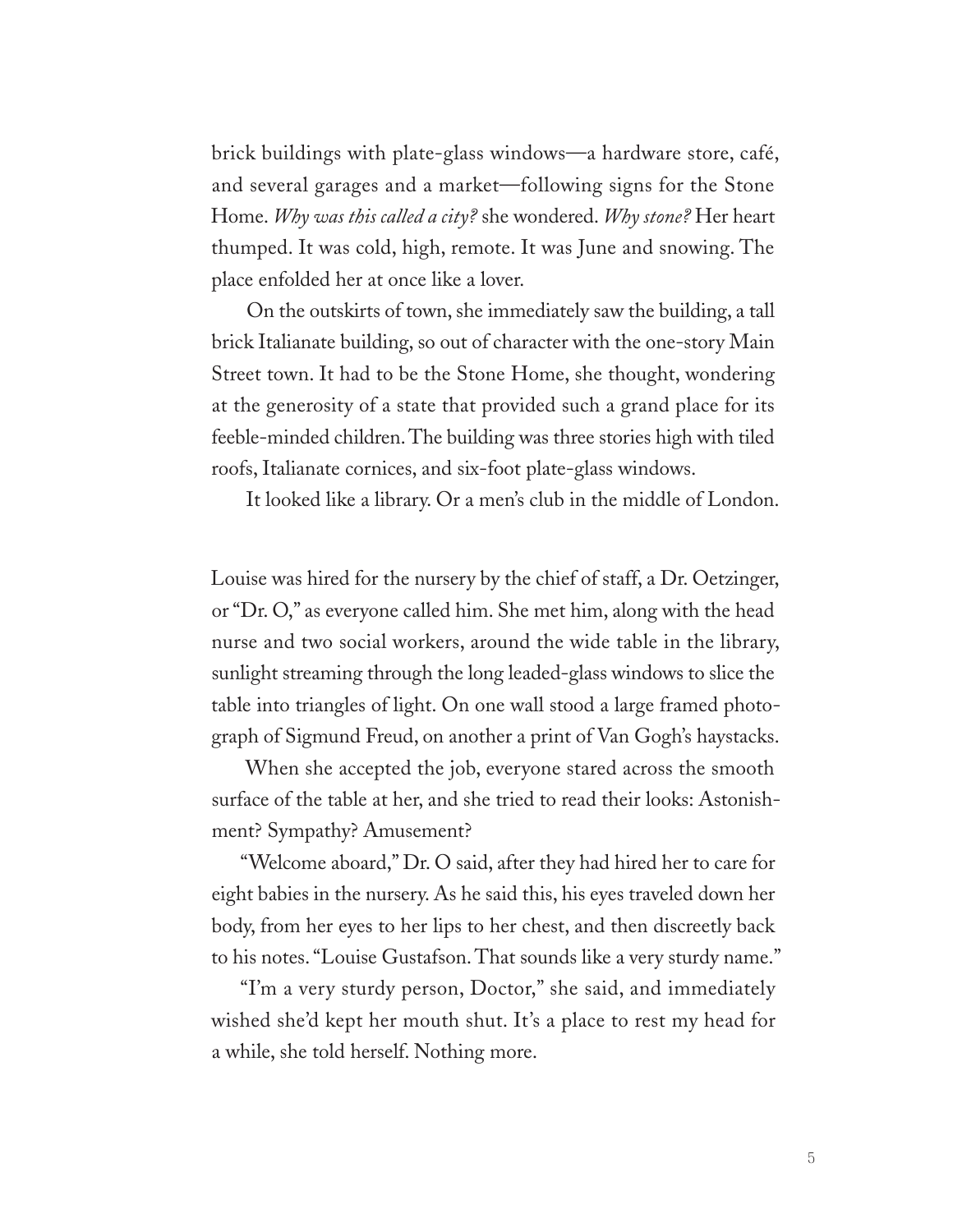brick buildings with plate-glass windows—a hardware store, café, and several garages and a market—following signs for the Stone Home. *Why was this called a city?* she wondered. *Why stone?* Her heart thumped. It was cold, high, remote. It was June and snowing. The place enfolded her at once like a lover.

On the outskirts of town, she immediately saw the building, a tall brick Italianate building, so out of character with the one-story Main Street town. It had to be the Stone Home, she thought, wondering at the generosity of a state that provided such a grand place for its feeble-minded children. The building was three stories high with tiled roofs, Italianate cornices, and six-foot plate-glass windows.

It looked like a library. Or a men's club in the middle of London.

Louise was hired for the nursery by the chief of staff, a Dr. Oetzinger, or "Dr. O," as everyone called him. She met him, along with the head nurse and two social workers, around the wide table in the library, sunlight streaming through the long leaded-glass windows to slice the table into triangles of light. On one wall stood a large framed photograph of Sigmund Freud, on another a print of Van Gogh's haystacks.

When she accepted the job, everyone stared across the smooth surface of the table at her, and she tried to read their looks: Astonishment? Sympathy? Amusement?

"Welcome aboard," Dr. O said, after they had hired her to care for eight babies in the nursery. As he said this, his eyes traveled down her body, from her eyes to her lips to her chest, and then discreetly back to his notes. "Louise Gustafson. That sounds like a very sturdy name."

"I'm a very sturdy person, Doctor," she said, and immediately wished she'd kept her mouth shut. It's a place to rest my head for a while, she told herself. Nothing more.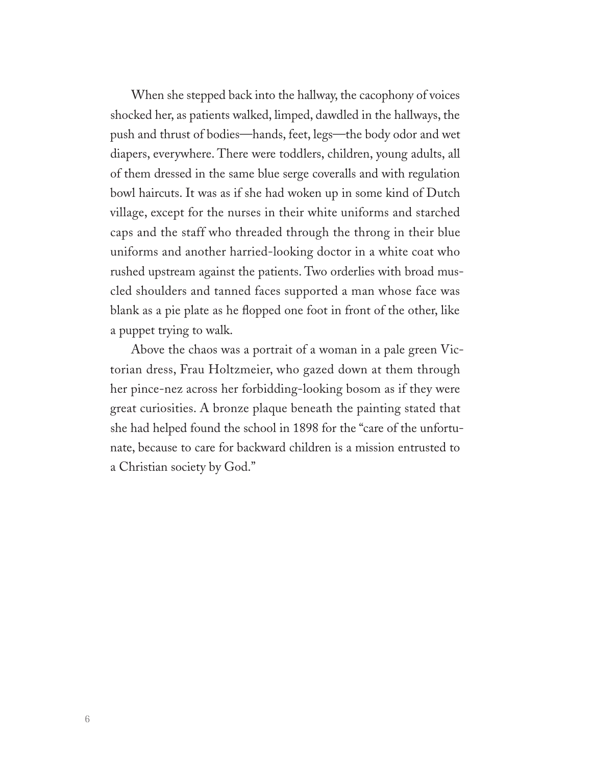When she stepped back into the hallway, the cacophony of voices shocked her, as patients walked, limped, dawdled in the hallways, the push and thrust of bodies—hands, feet, legs—the body odor and wet diapers, everywhere. There were toddlers, children, young adults, all of them dressed in the same blue serge coveralls and with regulation bowl haircuts. It was as if she had woken up in some kind of Dutch village, except for the nurses in their white uniforms and starched caps and the staff who threaded through the throng in their blue uniforms and another harried-looking doctor in a white coat who rushed upstream against the patients. Two orderlies with broad muscled shoulders and tanned faces supported a man whose face was blank as a pie plate as he flopped one foot in front of the other, like a puppet trying to walk.

Above the chaos was a portrait of a woman in a pale green Victorian dress, Frau Holtzmeier, who gazed down at them through her pince-nez across her forbidding-looking bosom as if they were great curiosities. A bronze plaque beneath the painting stated that she had helped found the school in 1898 for the "care of the unfortunate, because to care for backward children is a mission entrusted to a Christian society by God."